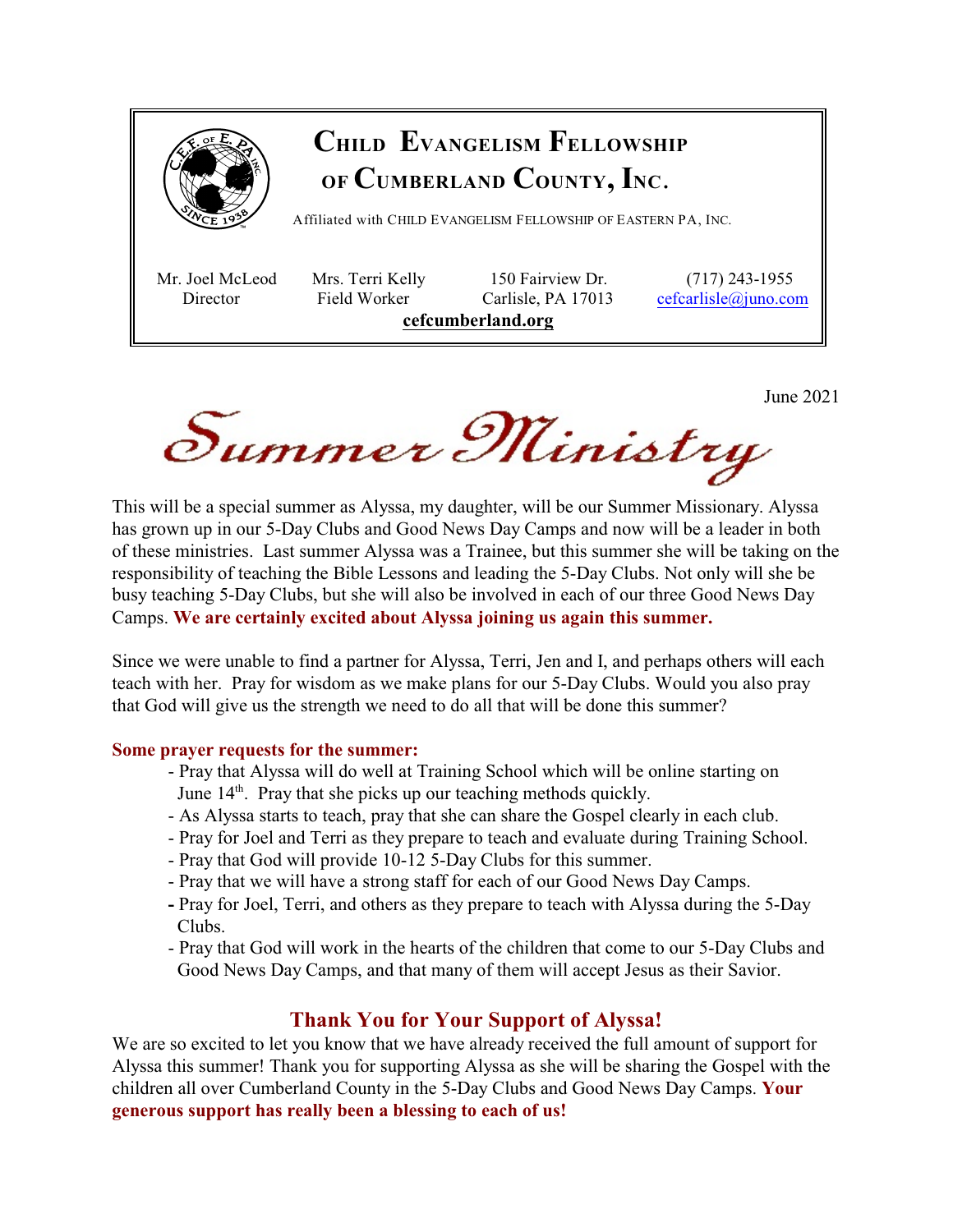# Child Evangelism Fellowship of Cumberland County, Inc.

Affiliated with CHILD EVANGELISM FELLOWSHIP OF EASTERN PA, INC.

Mr. Joel McLeod
Director

Mrs. Terri Kelly
Field Worker

150 Fairview Dr.
Carlisle, PA 17013

(717) 243-1955
cefcarlisle@juno.com

**cefcumberland.org**

June 2021

# Summer Ministry

This will be a special summer as Alyssa, my daughter, will be our Summer Missionary. Alyssa has grown up in our 5-Day Clubs and Good News Day Camps and now will be a leader in both of these ministries. Last summer Alyssa was a Trainee, but this summer she will be taking on the responsibility of teaching the Bible Lessons and leading the 5-Day Clubs. Not only will she be busy teaching 5-Day Clubs, but she will also be involved in each of our three Good News Day Camps. **We are certainly excited about Alyssa joining us again this summer.**

Since we were unable to find a partner for Alyssa, Terri, Jen and I, and perhaps others will each teach with her. Pray for wisdom as we make plans for our 5-Day Clubs. Would you also pray that God will give us the strength we need to do all that will be done this summer?

**Some prayer requests for the summer:**

- Pray that Alyssa will do well at Training School which will be online starting on June 14th. Pray that she picks up our teaching methods quickly.
- As Alyssa starts to teach, pray that she can share the Gospel clearly in each club.
- Pray for Joel and Terri as they prepare to teach and evaluate during Training School.
- Pray that God will provide 10-12 5-Day Clubs for this summer.
- Pray that we will have a strong staff for each of our Good News Day Camps.
- Pray for Joel, Terri, and others as they prepare to teach with Alyssa during the 5-Day Clubs.
- Pray that God will work in the hearts of the children that come to our 5-Day Clubs and Good News Day Camps, and that many of them will accept Jesus as their Savior.

## Thank You for Your Support of Alyssa!

We are so excited to let you know that we have already received the full amount of support for Alyssa this summer! Thank you for supporting Alyssa as she will be sharing the Gospel with the children all over Cumberland County in the 5-Day Clubs and Good News Day Camps. **Your generous support has really been a blessing to each of us!**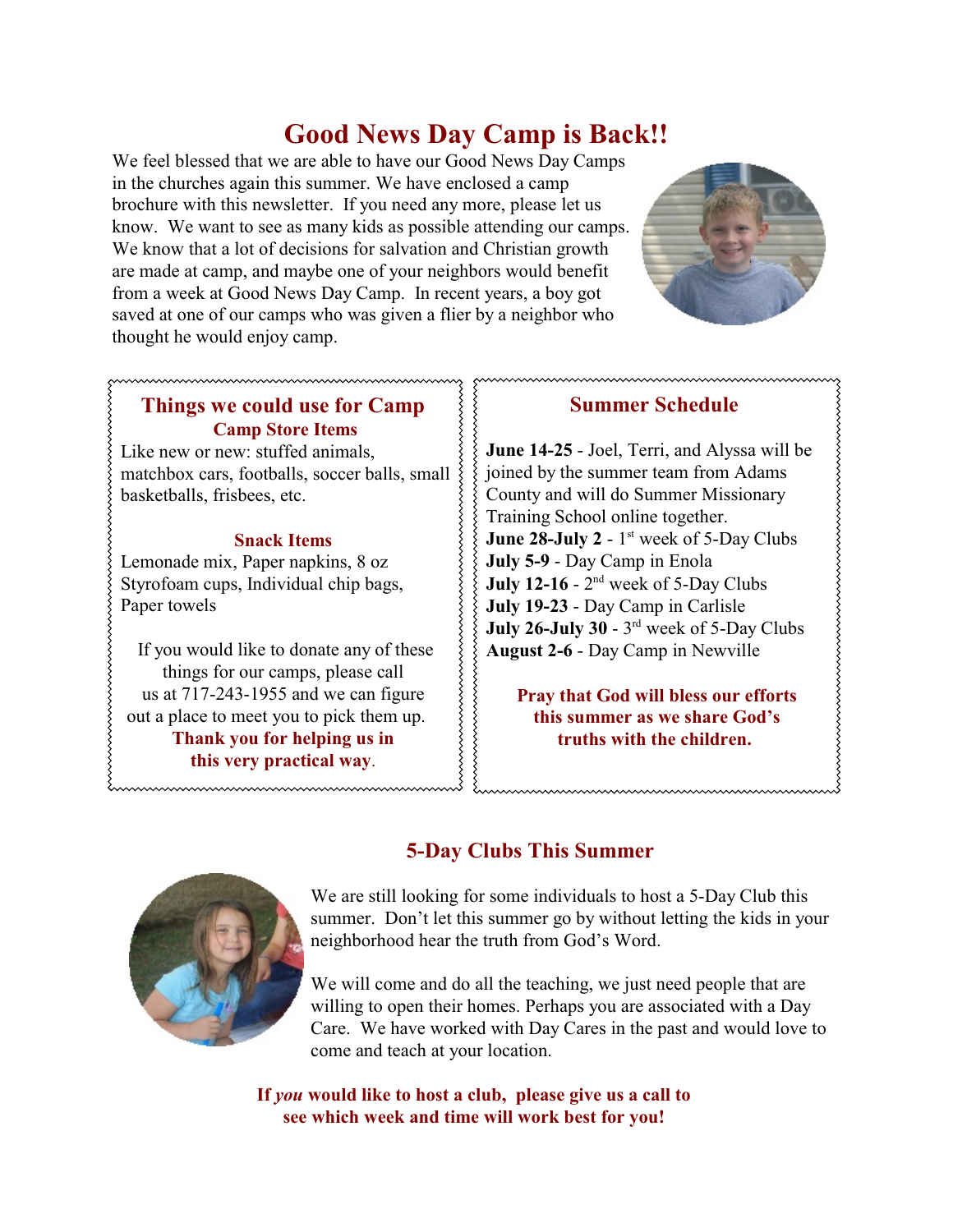# Good News Day Camp is Back!!

We feel blessed that we are able to have our Good News Day Camps in the churches again this summer. We have enclosed a camp brochure with this newsletter. If you need any more, please let us know. We want to see as many kids as possible attending our camps. We know that a lot of decisions for salvation and Christian growth are made at camp, and maybe one of your neighbors would benefit from a week at Good News Day Camp. In recent years, a boy got saved at one of our camps who was given a flier by a neighbor who thought he would enjoy camp.

## Things we could use for Camp

### Camp Store Items

Like new or new: stuffed animals, matchbox cars, footballs, soccer balls, small basketballs, frisbees, etc.

### Snack Items

Lemonade mix, Paper napkins, 8 oz Styrofoam cups, Individual chip bags, Paper towels

If you would like to donate any of these things for our camps, please call us at 717-243-1955 and we can figure out a place to meet you to pick them up.

**Thank you for helping us in this very practical way.**

## Summer Schedule

**June 14-25** - Joel, Terri, and Alyssa will be joined by the summer team from Adams County and will do Summer Missionary Training School online together.
**June 28-July 2** - 1st week of 5-Day Clubs
**July 5-9** - Day Camp in Enola
**July 12-16** - 2nd week of 5-Day Clubs
**July 19-23** - Day Camp in Carlisle
**July 26-July 30** - 3rd week of 5-Day Clubs
**August 2-6** - Day Camp in Newville

**Pray that God will bless our efforts this summer as we share God's truths with the children.**

## 5-Day Clubs This Summer

We are still looking for some individuals to host a 5-Day Club this summer. Don't let this summer go by without letting the kids in your neighborhood hear the truth from God's Word.

We will come and do all the teaching, we just need people that are willing to open their homes. Perhaps you are associated with a Day Care. We have worked with Day Cares in the past and would love to come and teach at your location.

**If *you* would like to host a club, please give us a call to see which week and time will work best for you!**